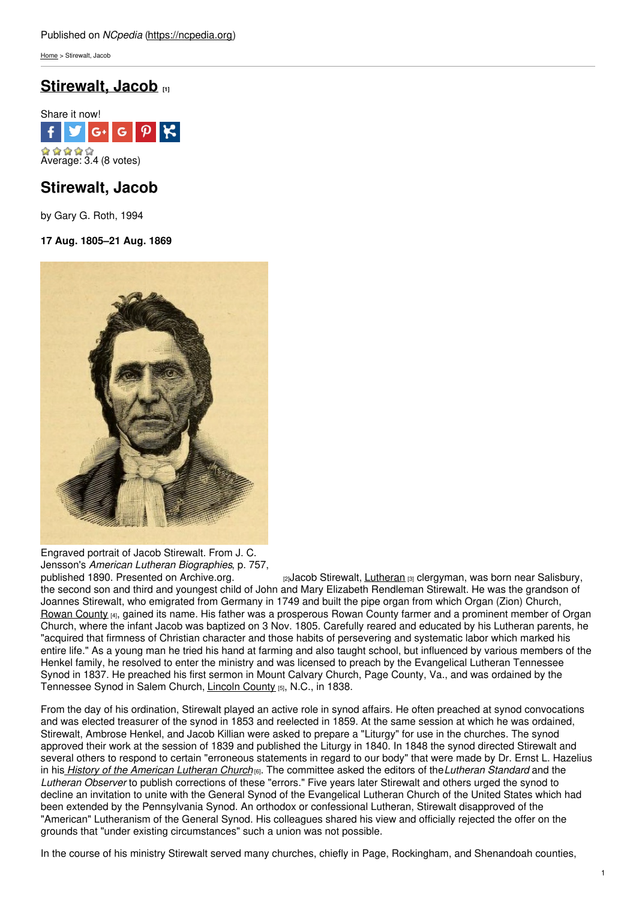Published on *NCpedia* (https://ncpedia.org)

Home > Stirewalt, Jacob

# Stirewalt, Jacob [1]

Share it now!

Average: 3.4 (8 votes)

## Stirewalt, Jacob

by Gary G. Roth, 1994

**17 Aug. 1805–21 Aug. 1869**

Engraved portrait of Jacob Stirewalt. From J. C. Jensson's *American Lutheran Biographies*, p. 757, published 1890. Presented on Archive.org. [2]

Jacob Stirewalt, Lutheran [3] clergyman, was born near Salisbury, the second son and third and youngest child of John and Mary Elizabeth Rendleman Stirewalt. He was the grandson of Joannes Stirewalt, who emigrated from Germany in 1749 and built the pipe organ from which Organ (Zion) Church, Rowan County [4], gained its name. His father was a prosperous Rowan County farmer and a prominent member of Organ Church, where the infant Jacob was baptized on 3 Nov. 1805. Carefully reared and educated by his Lutheran parents, he "acquired that firmness of Christian character and those habits of persevering and systematic labor which marked his entire life." As a young man he tried his hand at farming and also taught school, but influenced by various members of the Henkel family, he resolved to enter the ministry and was licensed to preach by the Evangelical Lutheran Tennessee Synod in 1837. He preached his first sermon in Mount Calvary Church, Page County, Va., and was ordained by the Tennessee Synod in Salem Church, Lincoln County [5], N.C., in 1838.

From the day of his ordination, Stirewalt played an active role in synod affairs. He often preached at synod convocations and was elected treasurer of the synod in 1853 and reelected in 1859. At the same session at which he was ordained, Stirewalt, Ambrose Henkel, and Jacob Killian were asked to prepare a "Liturgy" for use in the churches. The synod approved their work at the session of 1839 and published the Liturgy in 1840. In 1848 the synod directed Stirewalt and several others to respond to certain "erroneous statements in regard to our body" that were made by Dr. Ernst L. Hazelius in his *History of the American Lutheran Church* [6]. The committee asked the editors of the *Lutheran Standard* and the *Lutheran Observer* to publish corrections of these "errors." Five years later Stirewalt and others urged the synod to decline an invitation to unite with the General Synod of the Evangelical Lutheran Church of the United States which had been extended by the Pennsylvania Synod. An orthodox or confessional Lutheran, Stirewalt disapproved of the "American" Lutheranism of the General Synod. His colleagues shared his view and officially rejected the offer on the grounds that "under existing circumstances" such a union was not possible.

In the course of his ministry Stirewalt served many churches, chiefly in Page, Rockingham, and Shenandoah counties,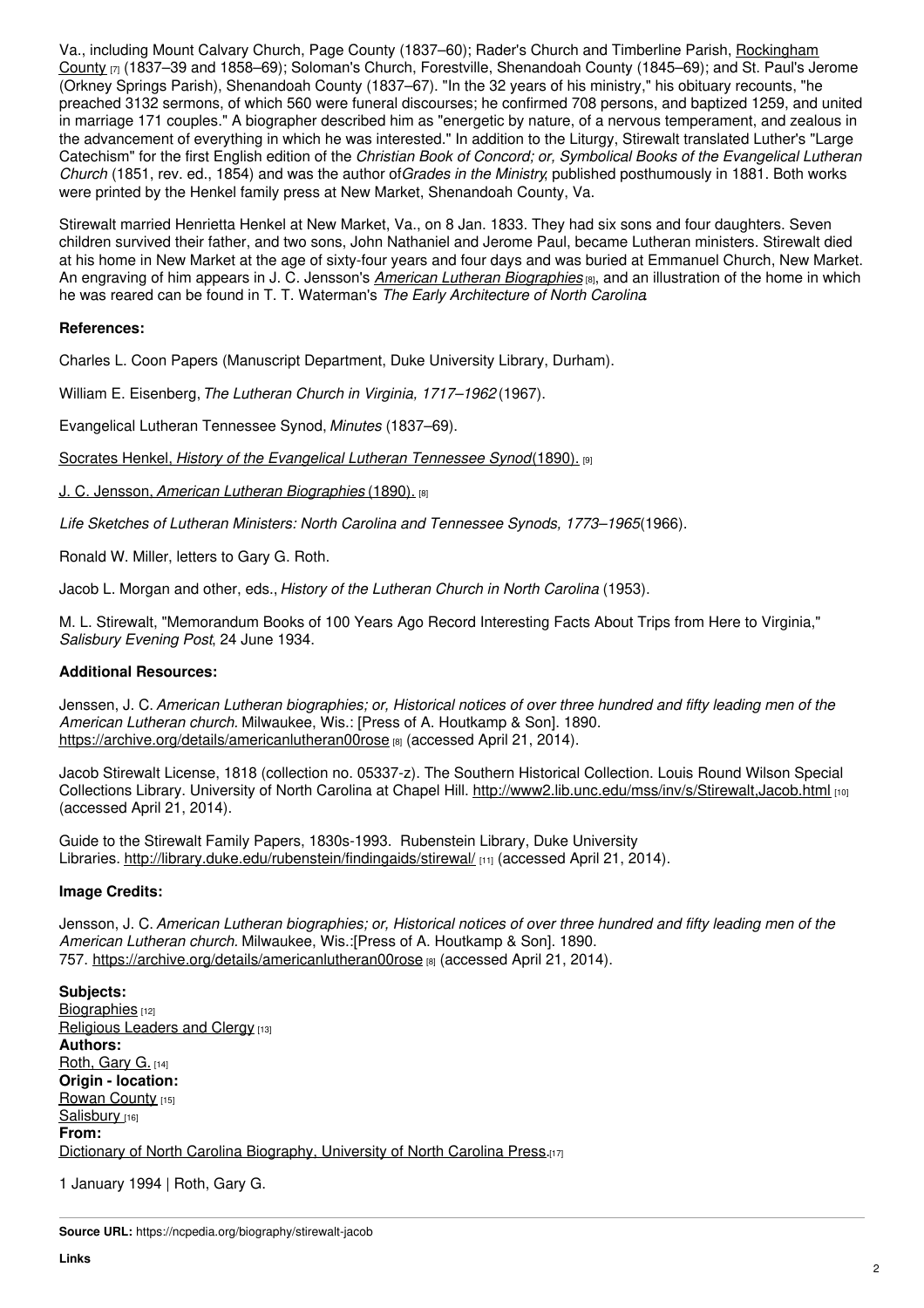Va., including Mount Calvary Church, Page County (1837–60); Rader's Church and Timberline Parish, Rockingham County [7] (1837–39 and 1858–69); Soloman's Church, Forestville, Shenandoah County (1845–69); and St. Paul's Jerome (Orkney Springs Parish), Shenandoah County (1837–67). "In the 32 years of his ministry," his obituary recounts, "he preached 3132 sermons, of which 560 were funeral discourses; he confirmed 708 persons, and baptized 1259, and united in marriage 171 couples." A biographer described him as "energetic by nature, of a nervous temperament, and zealous in the advancement of everything in which he was interested." In addition to the Liturgy, Stirewalt translated Luther's "Large Catechism" for the first English edition of the *Christian Book of Concord; or, Symbolical Books of the Evangelical Lutheran Church* (1851, rev. ed., 1854) and was the author of *Grades in the Ministry*, published posthumously in 1881. Both works were printed by the Henkel family press at New Market, Shenandoah County, Va.

Stirewalt married Henrietta Henkel at New Market, Va., on 8 Jan. 1833. They had six sons and four daughters. Seven children survived their father, and two sons, John Nathaniel and Jerome Paul, became Lutheran ministers. Stirewalt died at his home in New Market at the age of sixty-four years and four days and was buried at Emmanuel Church, New Market. An engraving of him appears in J. C. Jensson's *American Lutheran Biographies* [8], and an illustration of the home in which he was reared can be found in T. T. Waterman's *The Early Architecture of North Carolina*.

**References:**

Charles L. Coon Papers (Manuscript Department, Duke University Library, Durham).

William E. Eisenberg, *The Lutheran Church in Virginia, 1717–1962* (1967).

Evangelical Lutheran Tennessee Synod, *Minutes* (1837–69).

Socrates Henkel, *History of the Evangelical Lutheran Tennessee Synod* (1890). [9]

J. C. Jensson, *American Lutheran Biographies* (1890). [8]

*Life Sketches of Lutheran Ministers: North Carolina and Tennessee Synods, 1773–1965* (1966).

Ronald W. Miller, letters to Gary G. Roth.

Jacob L. Morgan and other, eds., *History of the Lutheran Church in North Carolina* (1953).

M. L. Stirewalt, "Memorandum Books of 100 Years Ago Record Interesting Facts About Trips from Here to Virginia," *Salisbury Evening Post*, 24 June 1934.

**Additional Resources:**

Jenssen, J. C. *American Lutheran biographies; or, Historical notices of over three hundred and fifty leading men of the American Lutheran church.* Milwaukee, Wis.: [Press of A. Houtkamp & Son]. 1890. https://archive.org/details/americanlutheran00rose [8] (accessed April 21, 2014).

Jacob Stirewalt License, 1818 (collection no. 05337-z). The Southern Historical Collection. Louis Round Wilson Special Collections Library. University of North Carolina at Chapel Hill. http://www2.lib.unc.edu/mss/inv/s/Stirewalt,Jacob.html [10] (accessed April 21, 2014).

Guide to the Stirewalt Family Papers, 1830s-1993. Rubenstein Library, Duke University Libraries. http://library.duke.edu/rubenstein/findingaids/stirewal/ [11] (accessed April 21, 2014).

**Image Credits:**

Jensson, J. C. *American Lutheran biographies; or, Historical notices of over three hundred and fifty leading men of the American Lutheran church.* Milwaukee, Wis.:[Press of A. Houtkamp & Son]. 1890. 757. https://archive.org/details/americanlutheran00rose [8] (accessed April 21, 2014).

**Subjects:**
Biographies [12]
Religious Leaders and Clergy [13]
**Authors:**
Roth, Gary G. [14]
**Origin - location:**
Rowan County [15]
Salisbury [16]
**From:**
Dictionary of North Carolina Biography, University of North Carolina Press.[17]

1 January 1994 | Roth, Gary G.

**Source URL:** https://ncpedia.org/biography/stirewalt-jacob

**Links**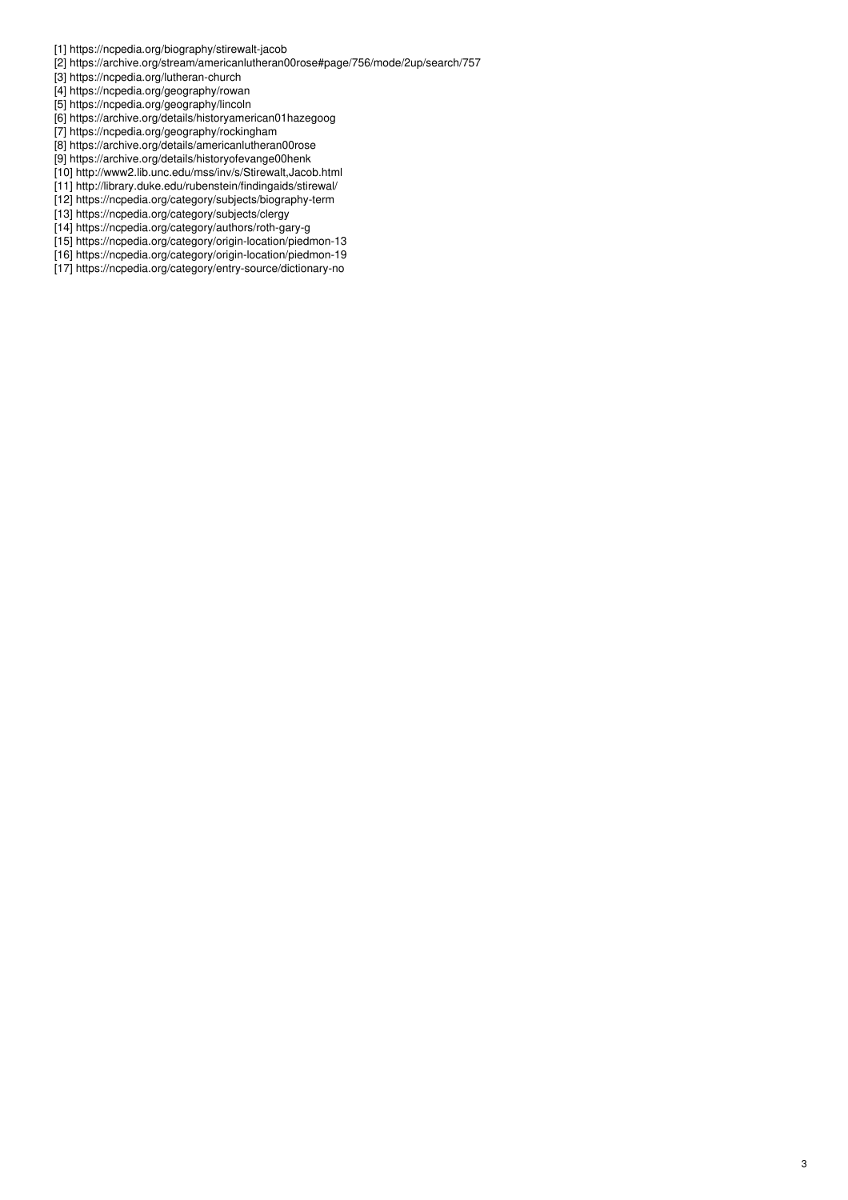[1] https://ncpedia.org/biography/stirewalt-jacob
[2] https://archive.org/stream/americanlutheran00rose#page/756/mode/2up/search/757
[3] https://ncpedia.org/lutheran-church
[4] https://ncpedia.org/geography/rowan
[5] https://ncpedia.org/geography/lincoln
[6] https://archive.org/details/historyamerican01hazegoog
[7] https://ncpedia.org/geography/rockingham
[8] https://archive.org/details/americanlutheran00rose
[9] https://archive.org/details/historyofevange00henk
[10] http://www2.lib.unc.edu/mss/inv/s/Stirewalt,Jacob.html
[11] http://library.duke.edu/rubenstein/findingaids/stirewal/
[12] https://ncpedia.org/category/subjects/biography-term
[13] https://ncpedia.org/category/subjects/clergy
[14] https://ncpedia.org/category/authors/roth-gary-g
[15] https://ncpedia.org/category/origin-location/piedmon-13
[16] https://ncpedia.org/category/origin-location/piedmon-19
[17] https://ncpedia.org/category/entry-source/dictionary-no